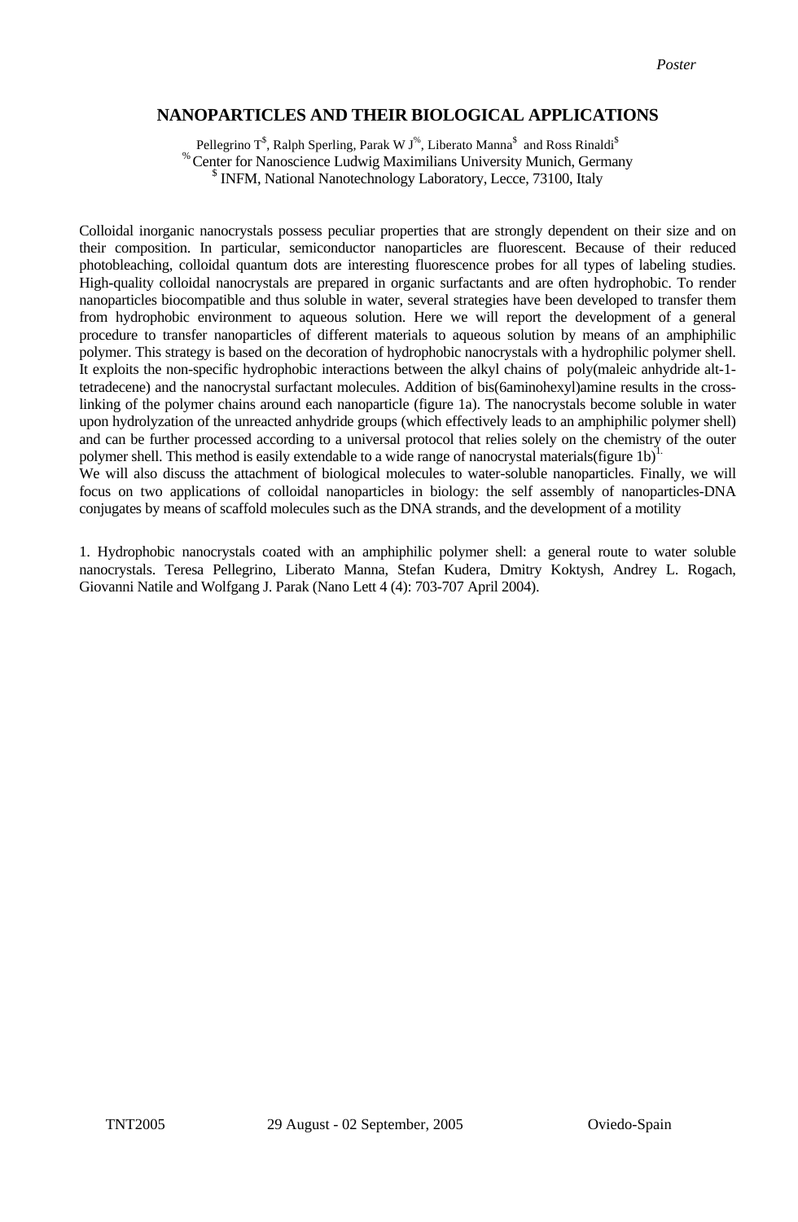*Poster*

# NANOPARTICLES AND THEIR BIOLOGICAL APPLICATIONS

Pellegrino T[$], Ralph Sperling, Parak W J[%], Liberato Manna[$] and Ross Rinaldi[$]

[%] Center for Nanoscience Ludwig Maximilians University Munich, Germany

[$] INFM, National Nanotechnology Laboratory, Lecce, 73100, Italy

Colloidal inorganic nanocrystals possess peculiar properties that are strongly dependent on their size and on their composition. In particular, semiconductor nanoparticles are fluorescent. Because of their reduced photobleaching, colloidal quantum dots are interesting fluorescence probes for all types of labeling studies. High-quality colloidal nanocrystals are prepared in organic surfactants and are often hydrophobic. To render nanoparticles biocompatible and thus soluble in water, several strategies have been developed to transfer them from hydrophobic environment to aqueous solution. Here we will report the development of a general procedure to transfer nanoparticles of different materials to aqueous solution by means of an amphiphilic polymer. This strategy is based on the decoration of hydrophobic nanocrystals with a hydrophilic polymer shell. It exploits the non-specific hydrophobic interactions between the alkyl chains of poly(maleic anhydride alt-1-tetradecene) and the nanocrystal surfactant molecules. Addition of bis(6aminohexyl)amine results in the cross-linking of the polymer chains around each nanoparticle (figure 1a). The nanocrystals become soluble in water upon hydrolyzation of the unreacted anhydride groups (which effectively leads to an amphiphilic polymer shell) and can be further processed according to a universal protocol that relies solely on the chemistry of the outer polymer shell. This method is easily extendable to a wide range of nanocrystal materials(figure 1b)[1].

We will also discuss the attachment of biological molecules to water-soluble nanoparticles. Finally, we will focus on two applications of colloidal nanoparticles in biology: the self assembly of nanoparticles-DNA conjugates by means of scaffold molecules such as the DNA strands, and the development of a motility

1. Hydrophobic nanocrystals coated with an amphiphilic polymer shell: a general route to water soluble nanocrystals. Teresa Pellegrino, Liberato Manna, Stefan Kudera, Dmitry Koktysh, Andrey L. Rogach, Giovanni Natile and Wolfgang J. Parak (Nano Lett 4 (4): 703-707 April 2004).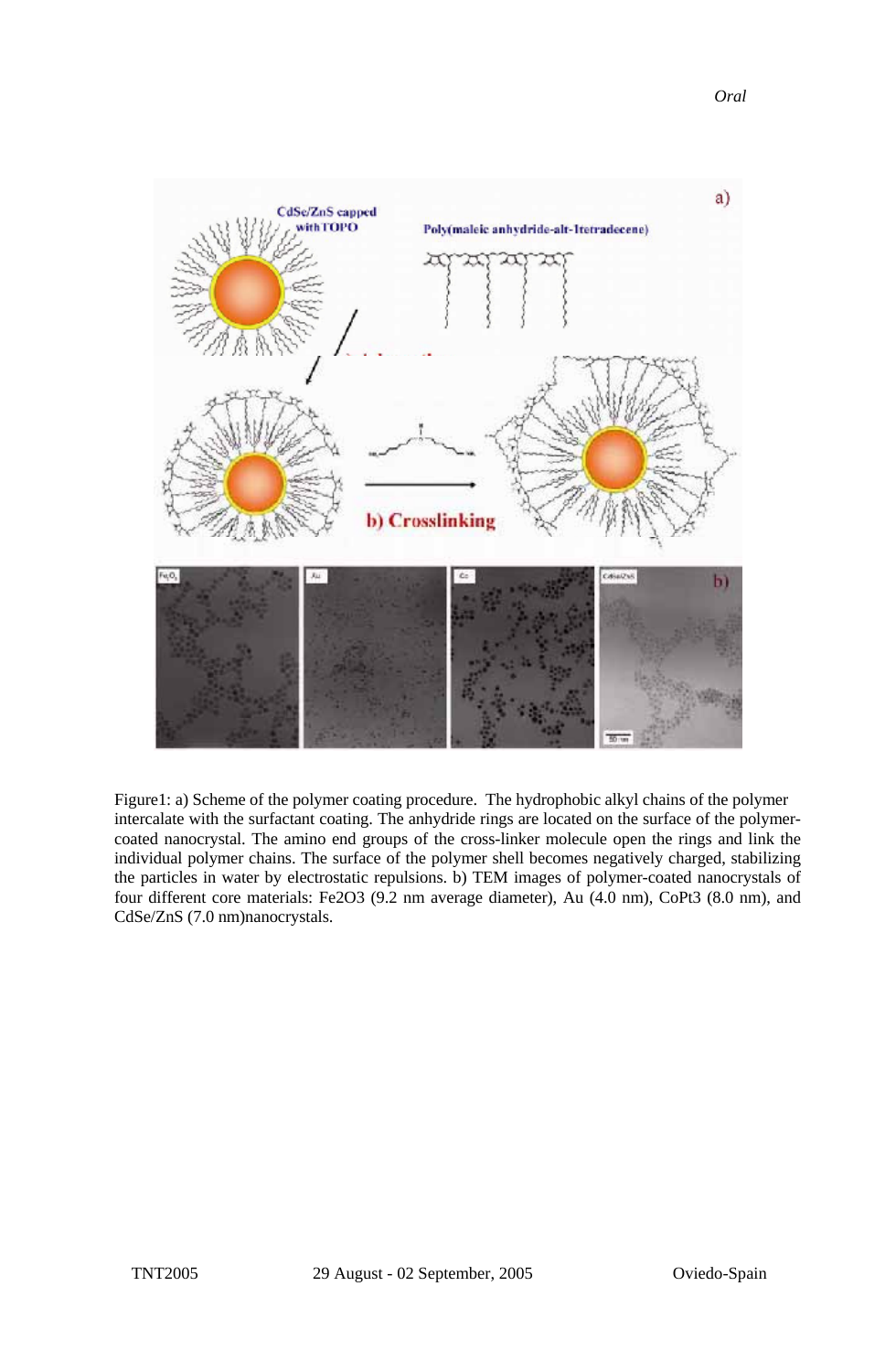Figure1: a) Scheme of the polymer coating procedure. The hydrophobic alkyl chains of the polymer intercalate with the surfactant coating. The anhydride rings are located on the surface of the polymer-coated nanocrystal. The amino end groups of the cross-linker molecule open the rings and link the individual polymer chains. The surface of the polymer shell becomes negatively charged, stabilizing the particles in water by electrostatic repulsions. b) TEM images of polymer-coated nanocrystals of four different core materials: $Fe_2O_3$ (9.2 nm average diameter), Au (4.0 nm), $CoPt_3$ (8.0 nm), and CdSe/ZnS (7.0 nm)nanocrystals.